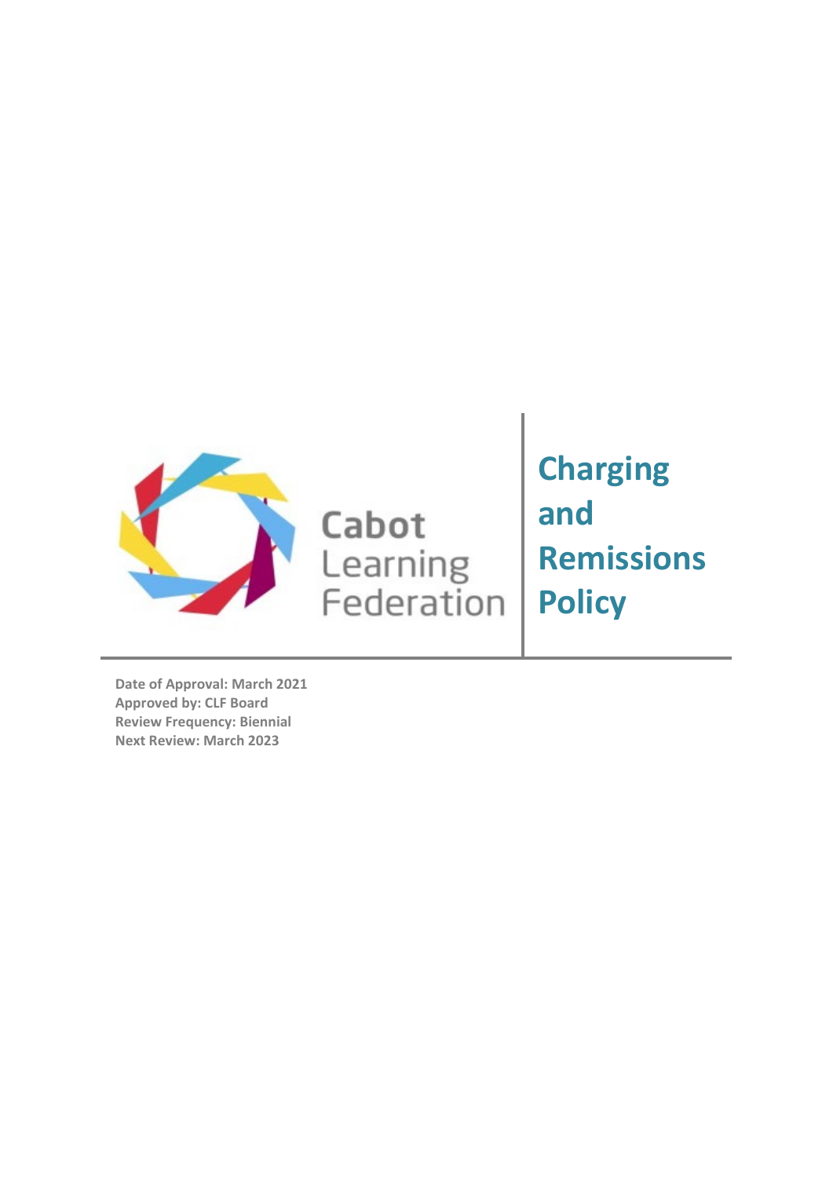Cabot Learning Federation

# Charging and Remissions Policy

**Date of Approval: March 2021**
**Approved by: CLF Board**
**Review Frequency: Biennial**
**Next Review: March 2023**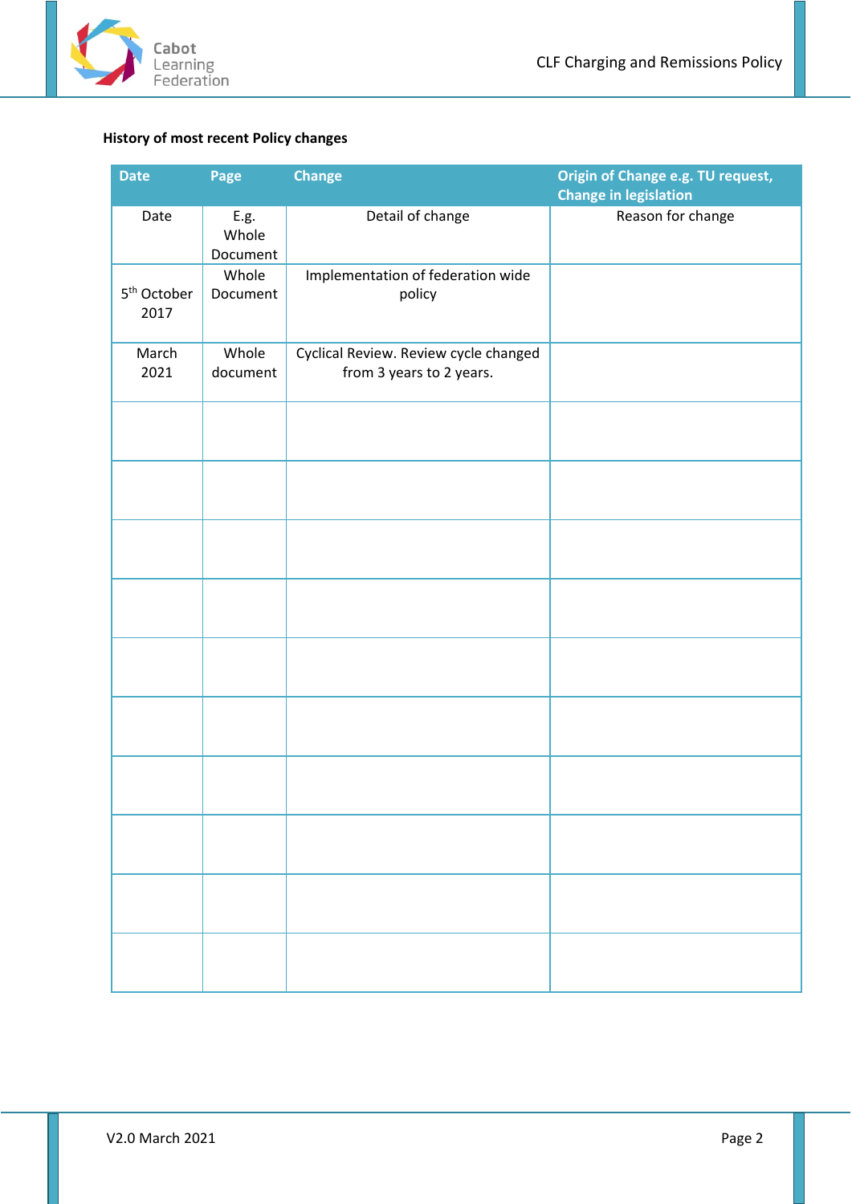**History of most recent Policy changes**

| Date | Page | Change | Origin of Change e.g. TU request, Change in legislation |
|---|---|---|---|
| Date | E.g. Whole Document | Detail of change | Reason for change |
| 5th October 2017 | Whole Document | Implementation of federation wide policy | |
| March 2021 | Whole document | Cyclical Review. Review cycle changed from 3 years to 2 years. | |
| | | | |
| | | | |
| | | | |
| | | | |
| | | | |
| | | | |
| | | | |
| | | | |
| | | | |
| | | | |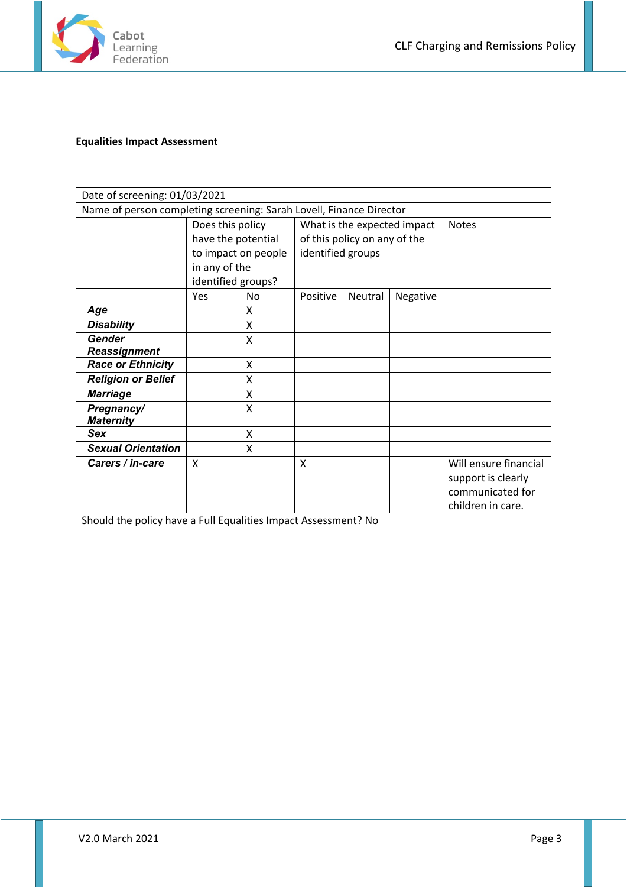**Equalities Impact Assessment**

| Date of screening: 01/03/2021 | | | | | | |
|---|---|---|---|---|---|---|
| Name of person completing screening: Sarah Lovell, Finance Director | | | | | | |
| | Does this policy have the potential to impact on people in any of the identified groups? | | What is the expected impact of this policy on any of the identified groups | | | Notes |
| | Yes | No | Positive | Neutral | Negative | |
| ***Age*** | | X | | | | |
| ***Disability*** | | X | | | | |
| ***Gender Reassignment*** | | X | | | | |
| ***Race or Ethnicity*** | | X | | | | |
| ***Religion or Belief*** | | X | | | | |
| ***Marriage*** | | X | | | | |
| ***Pregnancy/ Maternity*** | | X | | | | |
| ***Sex*** | | X | | | | |
| ***Sexual Orientation*** | | X | | | | |
| ***Carers / in-care*** | X | | X | | | Will ensure financial support is clearly communicated for children in care. |
| Should the policy have a Full Equalities Impact Assessment? No | | | | | | |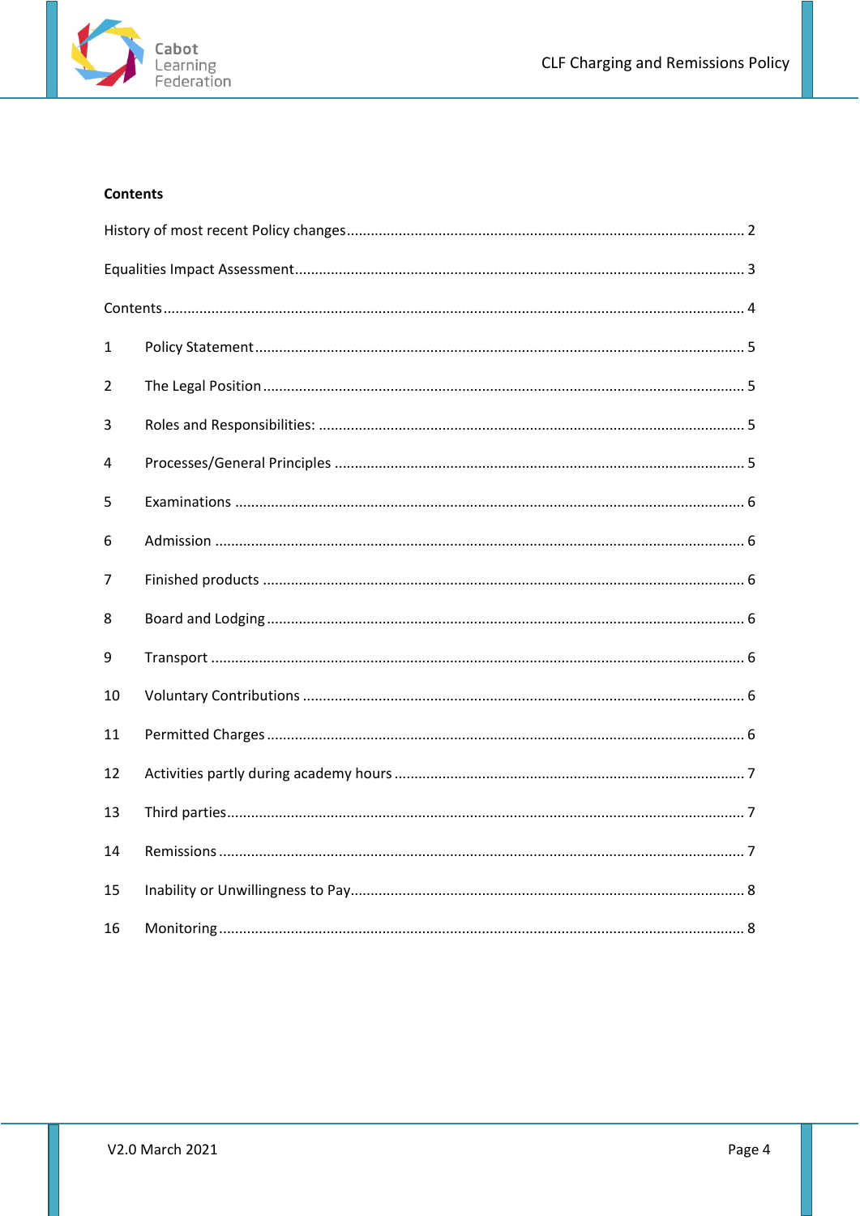**Contents**

History of most recent Policy changes .................................................................................................. 2

Equalities Impact Assessment ............................................................................................................... 3

Contents ................................................................................................................................................ 4

1 Policy Statement ............................................................................................................................ 5

2 The Legal Position .......................................................................................................................... 5

3 Roles and Responsibilities: ............................................................................................................. 5

4 Processes/General Principles ........................................................................................................ 5

5 Examinations ................................................................................................................................. 6

6 Admission ...................................................................................................................................... 6

7 Finished products .......................................................................................................................... 6

8 Board and Lodging ......................................................................................................................... 6

9 Transport ....................................................................................................................................... 6

10 Voluntary Contributions ................................................................................................................ 6

11 Permitted Charges ......................................................................................................................... 6

12 Activities partly during academy hours ......................................................................................... 7

13 Third parties ................................................................................................................................... 7

14 Remissions ..................................................................................................................................... 7

15 Inability or Unwillingness to Pay .................................................................................................... 8

16 Monitoring ..................................................................................................................................... 8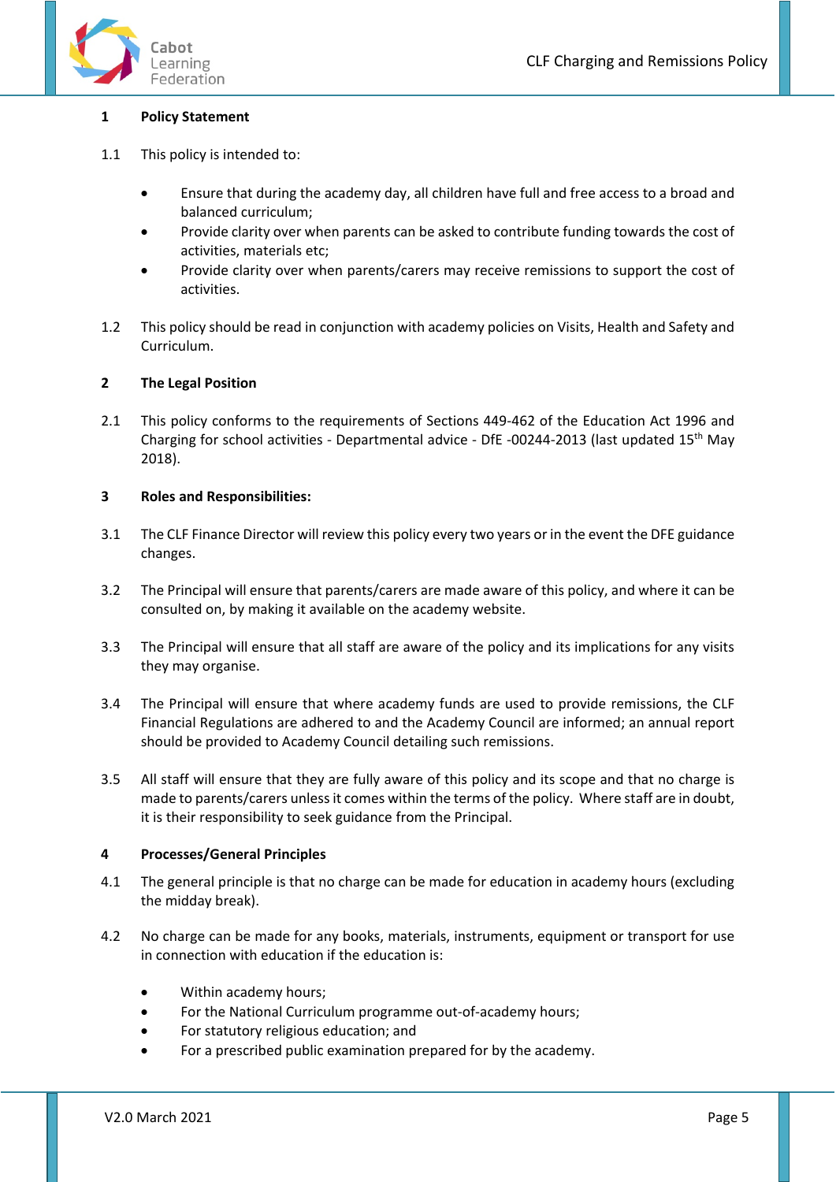## 1 Policy Statement

1.1 This policy is intended to:

- Ensure that during the academy day, all children have full and free access to a broad and balanced curriculum;
- Provide clarity over when parents can be asked to contribute funding towards the cost of activities, materials etc;
- Provide clarity over when parents/carers may receive remissions to support the cost of activities.

1.2 This policy should be read in conjunction with academy policies on Visits, Health and Safety and Curriculum.

## 2 The Legal Position

2.1 This policy conforms to the requirements of Sections 449-462 of the Education Act 1996 and Charging for school activities - Departmental advice - DfE -00244-2013 (last updated 15th May 2018).

## 3 Roles and Responsibilities:

3.1 The CLF Finance Director will review this policy every two years or in the event the DFE guidance changes.

3.2 The Principal will ensure that parents/carers are made aware of this policy, and where it can be consulted on, by making it available on the academy website.

3.3 The Principal will ensure that all staff are aware of the policy and its implications for any visits they may organise.

3.4 The Principal will ensure that where academy funds are used to provide remissions, the CLF Financial Regulations are adhered to and the Academy Council are informed; an annual report should be provided to Academy Council detailing such remissions.

3.5 All staff will ensure that they are fully aware of this policy and its scope and that no charge is made to parents/carers unless it comes within the terms of the policy. Where staff are in doubt, it is their responsibility to seek guidance from the Principal.

## 4 Processes/General Principles

4.1 The general principle is that no charge can be made for education in academy hours (excluding the midday break).

4.2 No charge can be made for any books, materials, instruments, equipment or transport for use in connection with education if the education is:

- Within academy hours;
- For the National Curriculum programme out-of-academy hours;
- For statutory religious education; and
- For a prescribed public examination prepared for by the academy.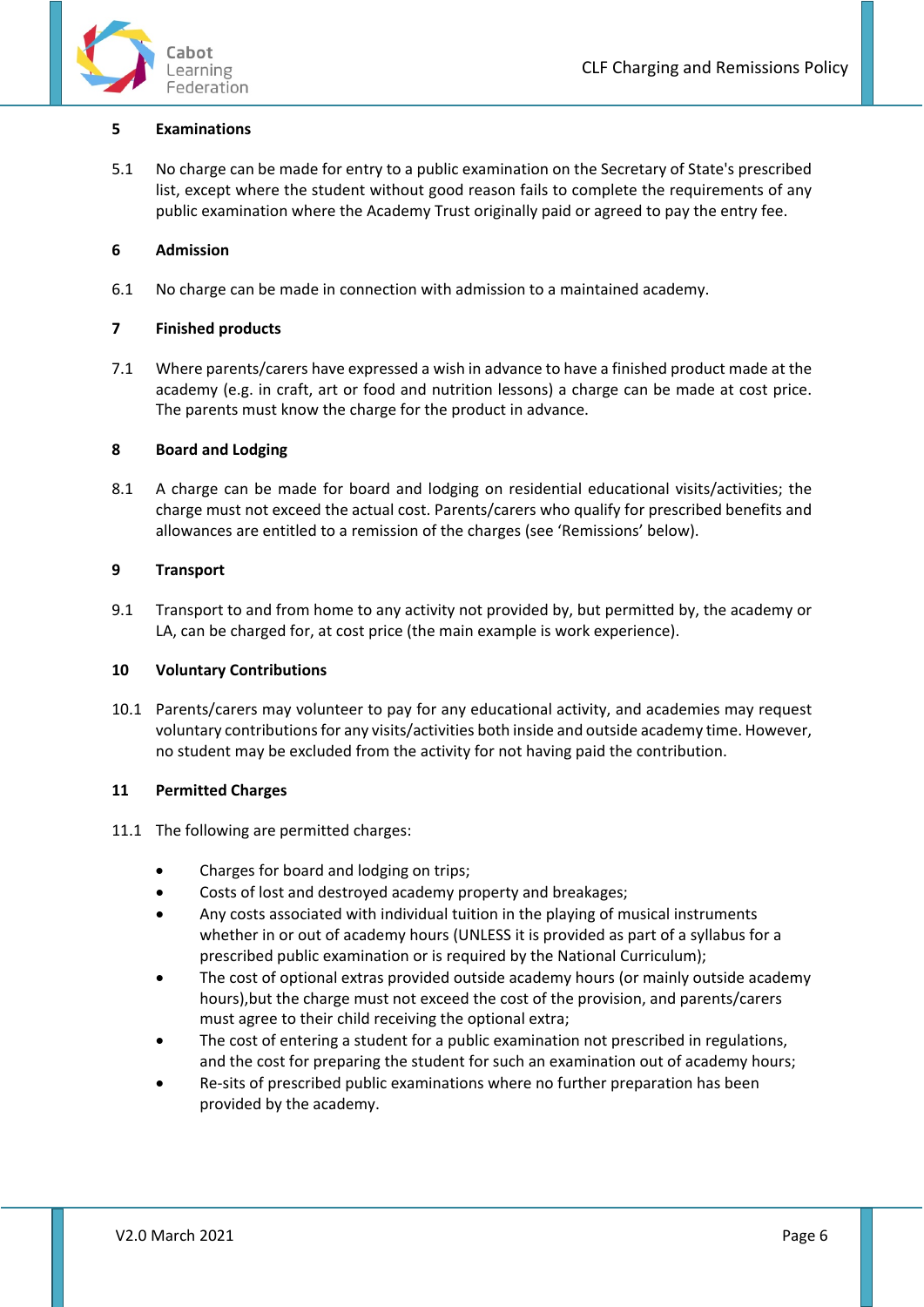## 5 Examinations

5.1 No charge can be made for entry to a public examination on the Secretary of State's prescribed list, except where the student without good reason fails to complete the requirements of any public examination where the Academy Trust originally paid or agreed to pay the entry fee.

## 6 Admission

6.1 No charge can be made in connection with admission to a maintained academy.

## 7 Finished products

7.1 Where parents/carers have expressed a wish in advance to have a finished product made at the academy (e.g. in craft, art or food and nutrition lessons) a charge can be made at cost price. The parents must know the charge for the product in advance.

## 8 Board and Lodging

8.1 A charge can be made for board and lodging on residential educational visits/activities; the charge must not exceed the actual cost. Parents/carers who qualify for prescribed benefits and allowances are entitled to a remission of the charges (see 'Remissions' below).

## 9 Transport

9.1 Transport to and from home to any activity not provided by, but permitted by, the academy or LA, can be charged for, at cost price (the main example is work experience).

## 10 Voluntary Contributions

10.1 Parents/carers may volunteer to pay for any educational activity, and academies may request voluntary contributions for any visits/activities both inside and outside academy time. However, no student may be excluded from the activity for not having paid the contribution.

## 11 Permitted Charges

11.1 The following are permitted charges:

- Charges for board and lodging on trips;
- Costs of lost and destroyed academy property and breakages;
- Any costs associated with individual tuition in the playing of musical instruments whether in or out of academy hours (UNLESS it is provided as part of a syllabus for a prescribed public examination or is required by the National Curriculum);
- The cost of optional extras provided outside academy hours (or mainly outside academy hours),but the charge must not exceed the cost of the provision, and parents/carers must agree to their child receiving the optional extra;
- The cost of entering a student for a public examination not prescribed in regulations, and the cost for preparing the student for such an examination out of academy hours;
- Re-sits of prescribed public examinations where no further preparation has been provided by the academy.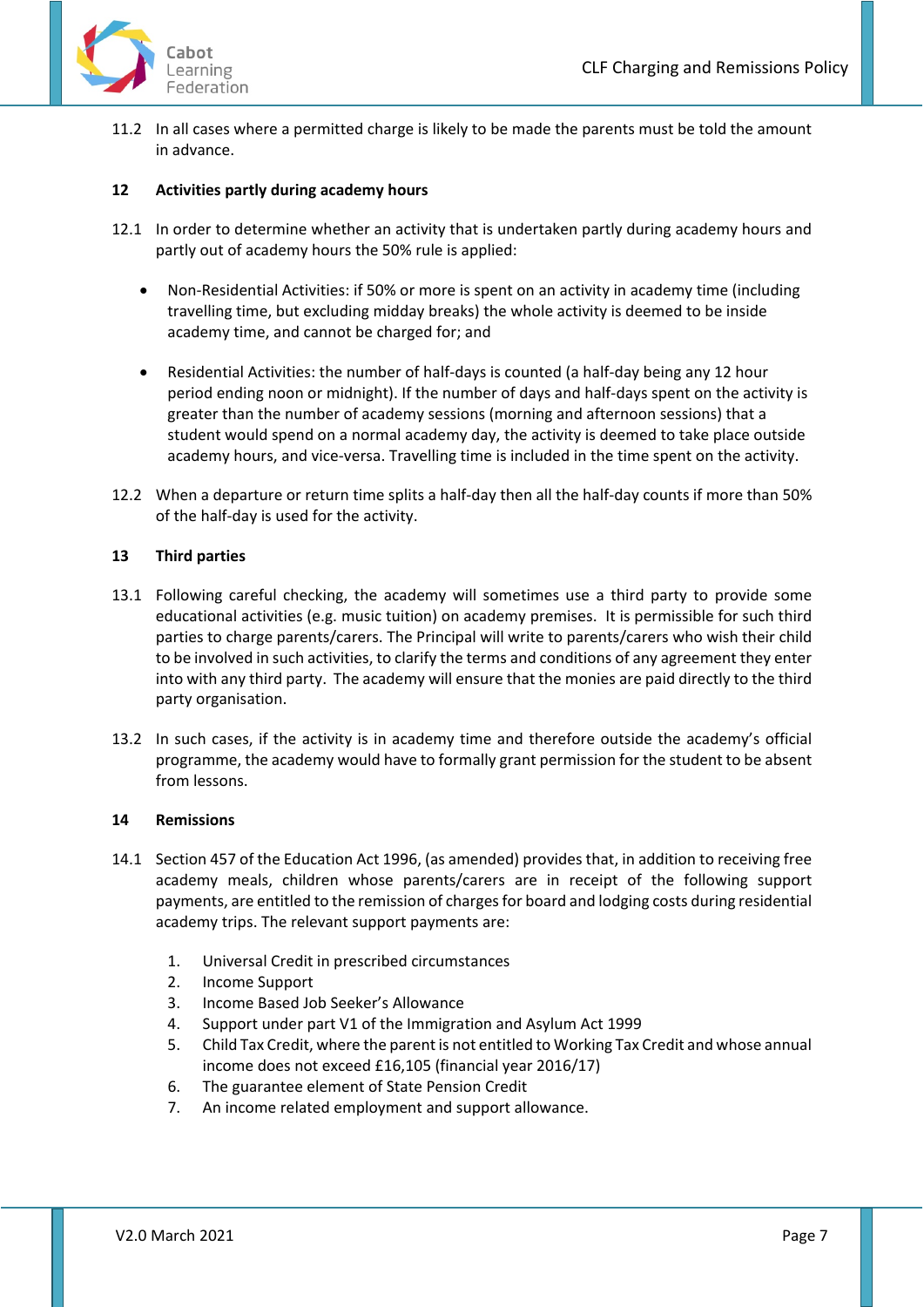11.2 In all cases where a permitted charge is likely to be made the parents must be told the amount in advance.

## 12 Activities partly during academy hours

12.1 In order to determine whether an activity that is undertaken partly during academy hours and partly out of academy hours the 50% rule is applied:

- Non-Residential Activities: if 50% or more is spent on an activity in academy time (including travelling time, but excluding midday breaks) the whole activity is deemed to be inside academy time, and cannot be charged for; and

- Residential Activities: the number of half-days is counted (a half-day being any 12 hour period ending noon or midnight). If the number of days and half-days spent on the activity is greater than the number of academy sessions (morning and afternoon sessions) that a student would spend on a normal academy day, the activity is deemed to take place outside academy hours, and vice-versa. Travelling time is included in the time spent on the activity.

12.2 When a departure or return time splits a half-day then all the half-day counts if more than 50% of the half-day is used for the activity.

## 13 Third parties

13.1 Following careful checking, the academy will sometimes use a third party to provide some educational activities (e.g. music tuition) on academy premises. It is permissible for such third parties to charge parents/carers. The Principal will write to parents/carers who wish their child to be involved in such activities, to clarify the terms and conditions of any agreement they enter into with any third party. The academy will ensure that the monies are paid directly to the third party organisation.

13.2 In such cases, if the activity is in academy time and therefore outside the academy's official programme, the academy would have to formally grant permission for the student to be absent from lessons.

## 14 Remissions

14.1 Section 457 of the Education Act 1996, (as amended) provides that, in addition to receiving free academy meals, children whose parents/carers are in receipt of the following support payments, are entitled to the remission of charges for board and lodging costs during residential academy trips. The relevant support payments are:

1. Universal Credit in prescribed circumstances
2. Income Support
3. Income Based Job Seeker's Allowance
4. Support under part V1 of the Immigration and Asylum Act 1999
5. Child Tax Credit, where the parent is not entitled to Working Tax Credit and whose annual income does not exceed £16,105 (financial year 2016/17)
6. The guarantee element of State Pension Credit
7. An income related employment and support allowance.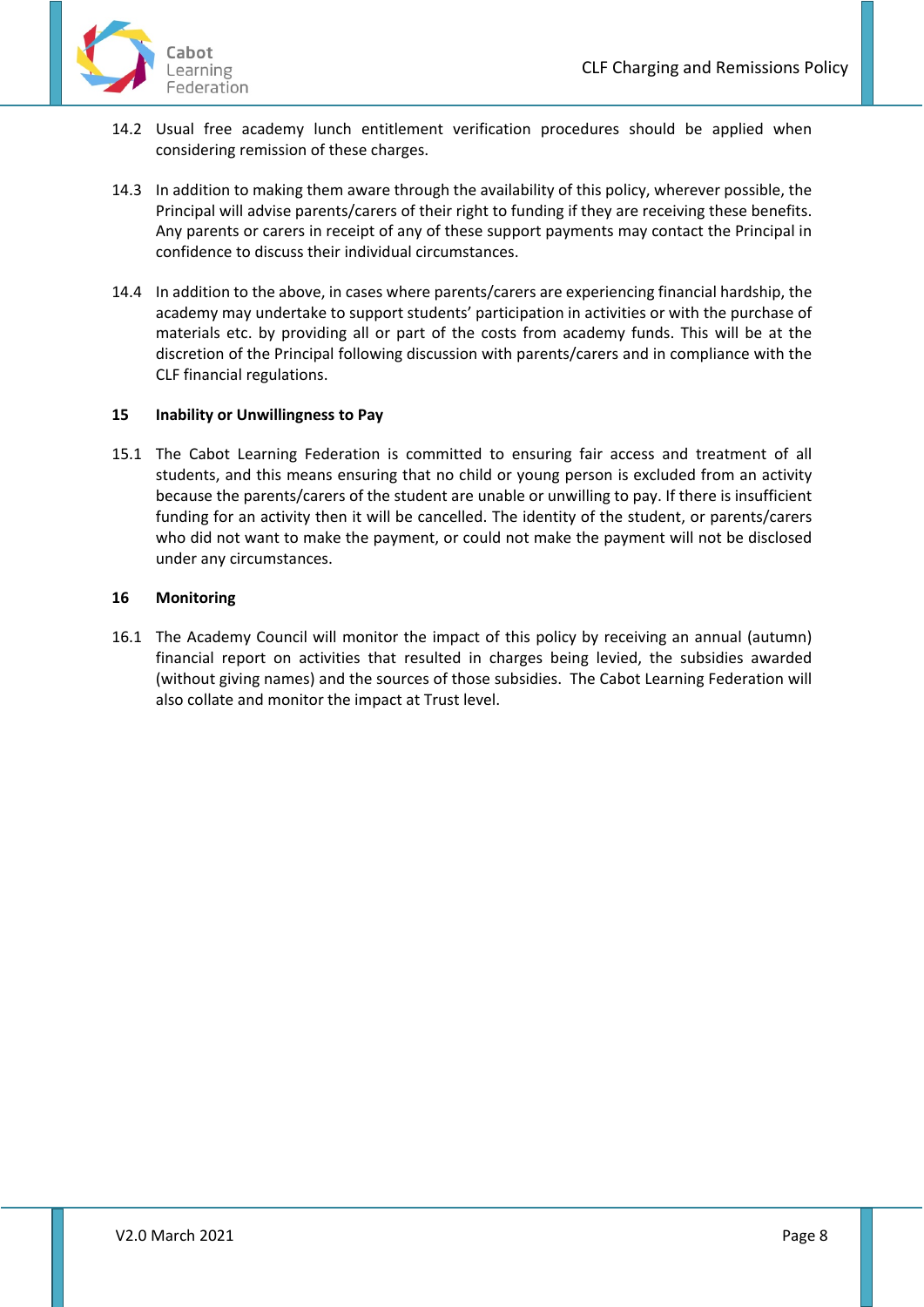14.2 Usual free academy lunch entitlement verification procedures should be applied when considering remission of these charges.

14.3 In addition to making them aware through the availability of this policy, wherever possible, the Principal will advise parents/carers of their right to funding if they are receiving these benefits. Any parents or carers in receipt of any of these support payments may contact the Principal in confidence to discuss their individual circumstances.

14.4 In addition to the above, in cases where parents/carers are experiencing financial hardship, the academy may undertake to support students' participation in activities or with the purchase of materials etc. by providing all or part of the costs from academy funds. This will be at the discretion of the Principal following discussion with parents/carers and in compliance with the CLF financial regulations.

## 15 Inability or Unwillingness to Pay

15.1 The Cabot Learning Federation is committed to ensuring fair access and treatment of all students, and this means ensuring that no child or young person is excluded from an activity because the parents/carers of the student are unable or unwilling to pay. If there is insufficient funding for an activity then it will be cancelled. The identity of the student, or parents/carers who did not want to make the payment, or could not make the payment will not be disclosed under any circumstances.

## 16 Monitoring

16.1 The Academy Council will monitor the impact of this policy by receiving an annual (autumn) financial report on activities that resulted in charges being levied, the subsidies awarded (without giving names) and the sources of those subsidies. The Cabot Learning Federation will also collate and monitor the impact at Trust level.